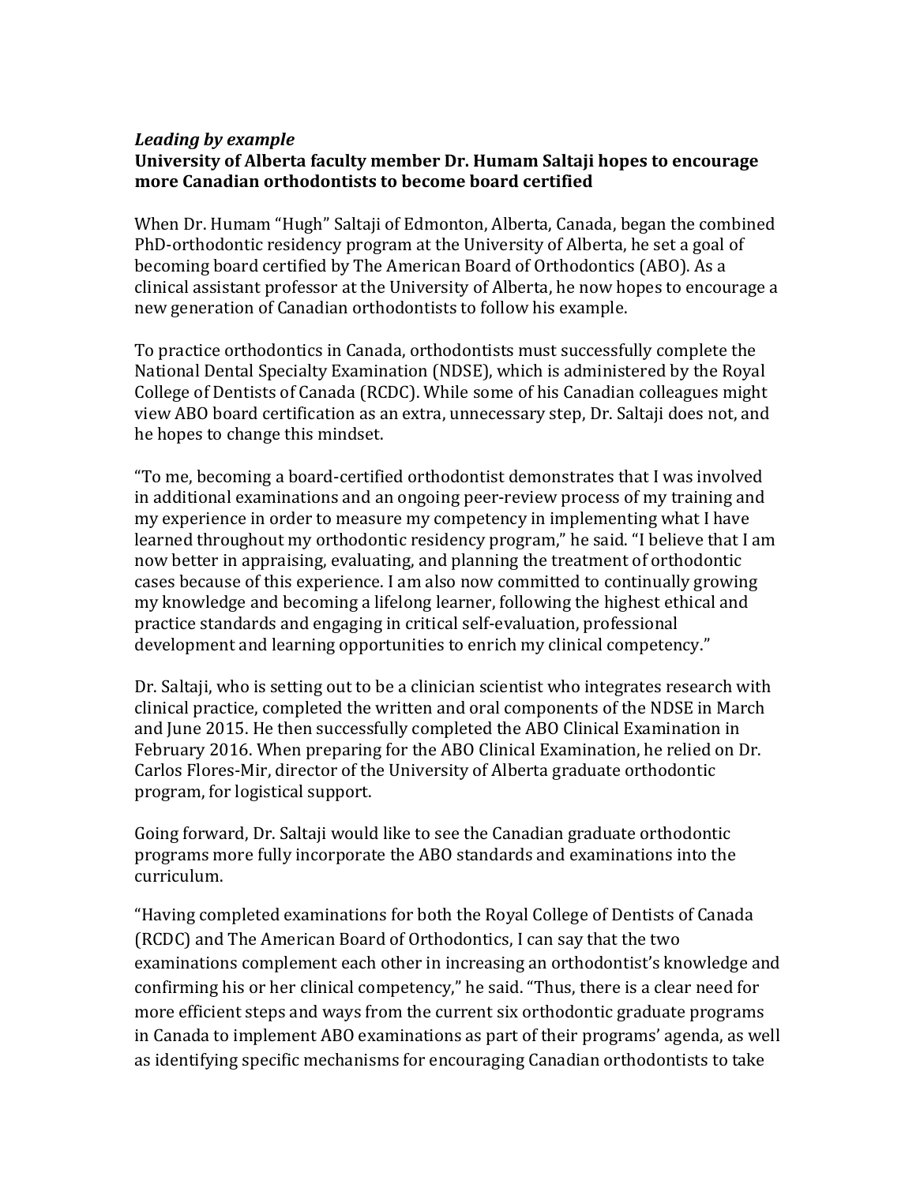*Leading by example*

**University of Alberta faculty member Dr. Humam Saltaji hopes to encourage more Canadian orthodontists to become board certified**

When Dr. Humam "Hugh" Saltaji of Edmonton, Alberta, Canada, began the combined PhD-orthodontic residency program at the University of Alberta, he set a goal of becoming board certified by The American Board of Orthodontics (ABO). As a clinical assistant professor at the University of Alberta, he now hopes to encourage a new generation of Canadian orthodontists to follow his example.

To practice orthodontics in Canada, orthodontists must successfully complete the National Dental Specialty Examination (NDSE), which is administered by the Royal College of Dentists of Canada (RCDC). While some of his Canadian colleagues might view ABO board certification as an extra, unnecessary step, Dr. Saltaji does not, and he hopes to change this mindset.

"To me, becoming a board-certified orthodontist demonstrates that I was involved in additional examinations and an ongoing peer-review process of my training and my experience in order to measure my competency in implementing what I have learned throughout my orthodontic residency program," he said. "I believe that I am now better in appraising, evaluating, and planning the treatment of orthodontic cases because of this experience. I am also now committed to continually growing my knowledge and becoming a lifelong learner, following the highest ethical and practice standards and engaging in critical self-evaluation, professional development and learning opportunities to enrich my clinical competency."

Dr. Saltaji, who is setting out to be a clinician scientist who integrates research with clinical practice, completed the written and oral components of the NDSE in March and June 2015. He then successfully completed the ABO Clinical Examination in February 2016. When preparing for the ABO Clinical Examination, he relied on Dr. Carlos Flores-Mir, director of the University of Alberta graduate orthodontic program, for logistical support.

Going forward, Dr. Saltaji would like to see the Canadian graduate orthodontic programs more fully incorporate the ABO standards and examinations into the curriculum.

"Having completed examinations for both the Royal College of Dentists of Canada (RCDC) and The American Board of Orthodontics, I can say that the two examinations complement each other in increasing an orthodontist's knowledge and confirming his or her clinical competency," he said. "Thus, there is a clear need for more efficient steps and ways from the current six orthodontic graduate programs in Canada to implement ABO examinations as part of their programs' agenda, as well as identifying specific mechanisms for encouraging Canadian orthodontists to take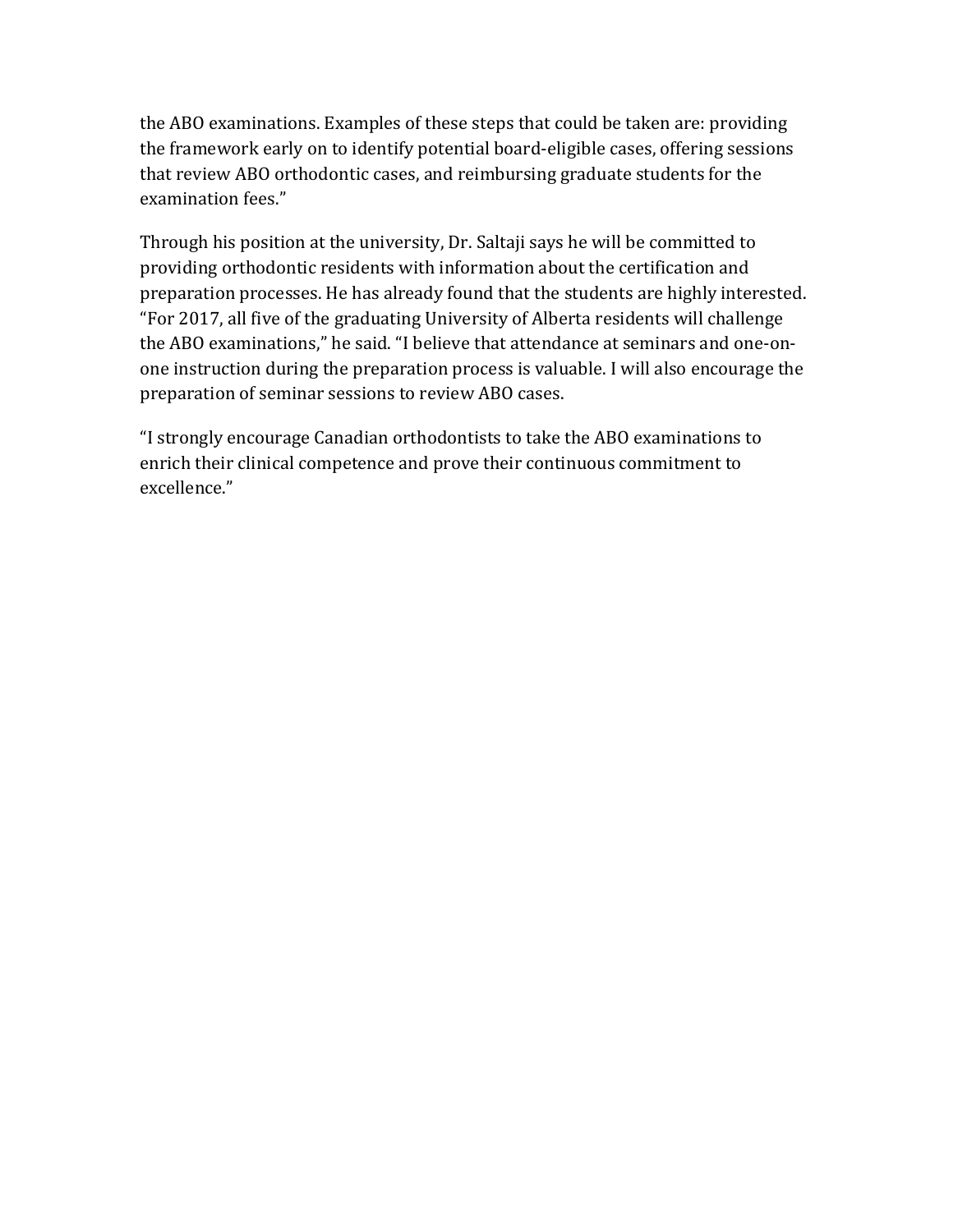the ABO examinations. Examples of these steps that could be taken are: providing the framework early on to identify potential board-eligible cases, offering sessions that review ABO orthodontic cases, and reimbursing graduate students for the examination fees."

Through his position at the university, Dr. Saltaji says he will be committed to providing orthodontic residents with information about the certification and preparation processes. He has already found that the students are highly interested. "For 2017, all five of the graduating University of Alberta residents will challenge the ABO examinations," he said. "I believe that attendance at seminars and one-on-one instruction during the preparation process is valuable. I will also encourage the preparation of seminar sessions to review ABO cases.

"I strongly encourage Canadian orthodontists to take the ABO examinations to enrich their clinical competence and prove their continuous commitment to excellence."